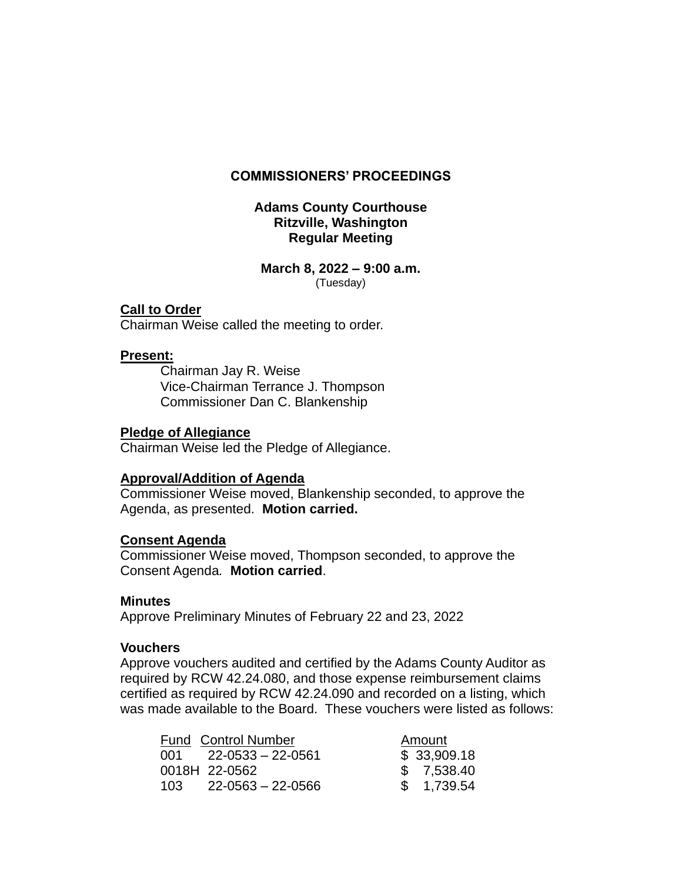# COMMISSIONERS' PROCEEDINGS

## Adams County Courthouse
## Ritzville, Washington
## Regular Meeting

**March 8, 2022 – 9:00 a.m.**
(Tuesday)

**Call to Order**
Chairman Weise called the meeting to order.

**Present:**

Chairman Jay R. Weise
Vice-Chairman Terrance J. Thompson
Commissioner Dan C. Blankenship

**Pledge of Allegiance**
Chairman Weise led the Pledge of Allegiance.

**Approval/Addition of Agenda**
Commissioner Weise moved, Blankenship seconded, to approve the Agenda, as presented. **Motion carried.**

**Consent Agenda**
Commissioner Weise moved, Thompson seconded, to approve the Consent Agenda. **Motion carried**.

**Minutes**
Approve Preliminary Minutes of February 22 and 23, 2022

**Vouchers**
Approve vouchers audited and certified by the Adams County Auditor as required by RCW 42.24.080, and those expense reimbursement claims certified as required by RCW 42.24.090 and recorded on a listing, which was made available to the Board. These vouchers were listed as follows:

| Fund | Control Number | Amount |
|---|---|---|
| 001 | 22-0533 – 22-0561 | $ 33,909.18 |
| 0018H | 22-0562 | $ 7,538.40 |
| 103 | 22-0563 – 22-0566 | $ 1,739.54 |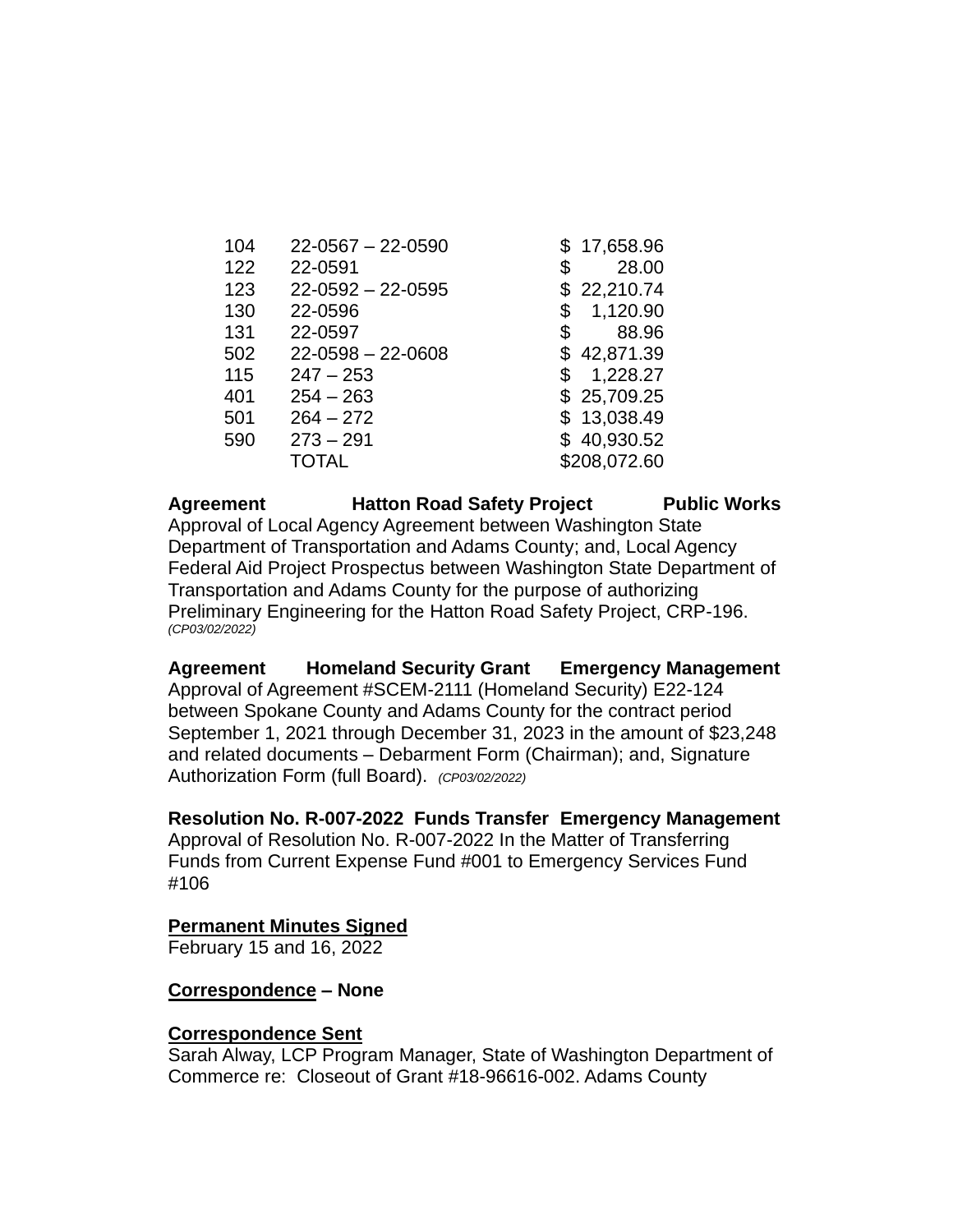| | | |
|---|---|---|
| 104 | 22-0567 – 22-0590 | $ 17,658.96 |
| 122 | 22-0591 | $ 28.00 |
| 123 | 22-0592 – 22-0595 | $ 22,210.74 |
| 130 | 22-0596 | $ 1,120.90 |
| 131 | 22-0597 | $ 88.96 |
| 502 | 22-0598 – 22-0608 | $ 42,871.39 |
| 115 | 247 – 253 | $ 1,228.27 |
| 401 | 254 – 263 | $ 25,709.25 |
| 501 | 264 – 272 | $ 13,038.49 |
| 590 | 273 – 291 | $ 40,930.52 |
| | TOTAL | $208,072.60 |

**Agreement Hatton Road Safety Project Public Works**
Approval of Local Agency Agreement between Washington State Department of Transportation and Adams County; and, Local Agency Federal Aid Project Prospectus between Washington State Department of Transportation and Adams County for the purpose of authorizing Preliminary Engineering for the Hatton Road Safety Project, CRP-196. *(CP03/02/2022)*

**Agreement Homeland Security Grant Emergency Management**
Approval of Agreement #SCEM-2111 (Homeland Security) E22-124 between Spokane County and Adams County for the contract period September 1, 2021 through December 31, 2023 in the amount of $23,248 and related documents – Debarment Form (Chairman); and, Signature Authorization Form (full Board). *(CP03/02/2022)*

**Resolution No. R-007-2022 Funds Transfer Emergency Management**
Approval of Resolution No. R-007-2022 In the Matter of Transferring Funds from Current Expense Fund #001 to Emergency Services Fund #106

**Permanent Minutes Signed**
February 15 and 16, 2022

**Correspondence – None**

**Correspondence Sent**
Sarah Alway, LCP Program Manager, State of Washington Department of Commerce re: Closeout of Grant #18-96616-002. Adams County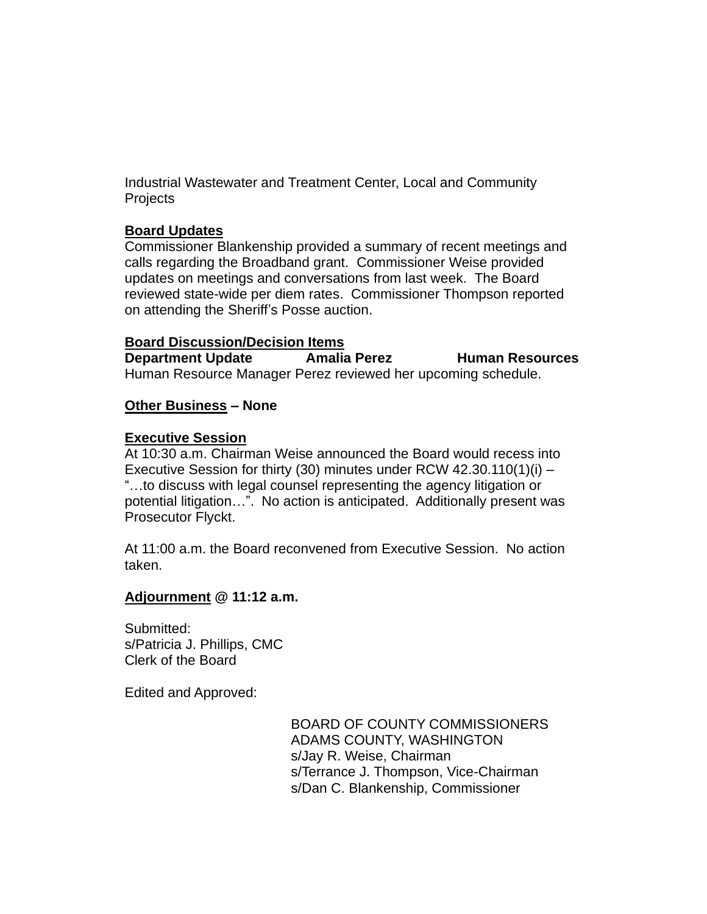Industrial Wastewater and Treatment Center, Local and Community Projects

**Board Updates**

Commissioner Blankenship provided a summary of recent meetings and calls regarding the Broadband grant. Commissioner Weise provided updates on meetings and conversations from last week. The Board reviewed state-wide per diem rates. Commissioner Thompson reported on attending the Sheriff's Posse auction.

**Board Discussion/Decision Items**

**Department Update    Amalia Perez    Human Resources**

Human Resource Manager Perez reviewed her upcoming schedule.

**Other Business – None**

**Executive Session**

At 10:30 a.m. Chairman Weise announced the Board would recess into Executive Session for thirty (30) minutes under RCW 42.30.110(1)(i) – "…to discuss with legal counsel representing the agency litigation or potential litigation…". No action is anticipated. Additionally present was Prosecutor Flyckt.

At 11:00 a.m. the Board reconvened from Executive Session. No action taken.

**Adjournment @ 11:12 a.m.**

Submitted:
s/Patricia J. Phillips, CMC
Clerk of the Board

Edited and Approved:

BOARD OF COUNTY COMMISSIONERS
ADAMS COUNTY, WASHINGTON
s/Jay R. Weise, Chairman
s/Terrance J. Thompson, Vice-Chairman
s/Dan C. Blankenship, Commissioner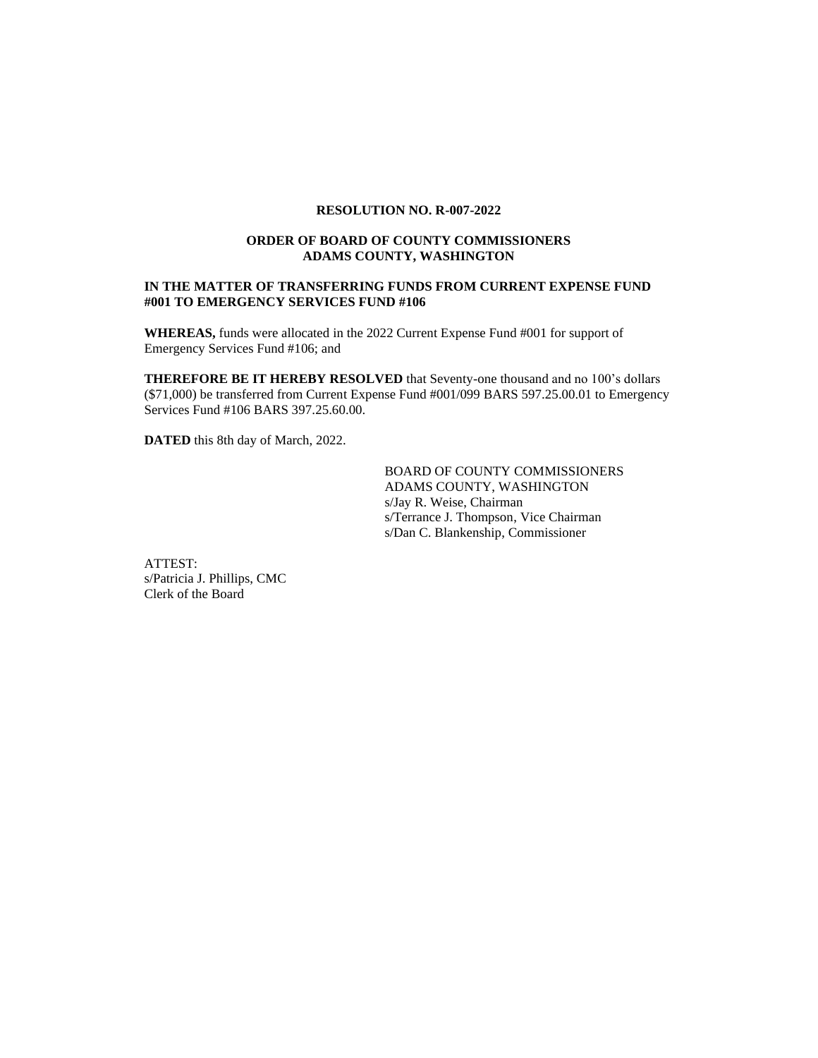**RESOLUTION NO. R-007-2022**

**ORDER OF BOARD OF COUNTY COMMISSIONERS**
**ADAMS COUNTY, WASHINGTON**

**IN THE MATTER OF TRANSFERRING FUNDS FROM CURRENT EXPENSE FUND #001 TO EMERGENCY SERVICES FUND #106**

**WHEREAS,** funds were allocated in the 2022 Current Expense Fund #001 for support of Emergency Services Fund #106; and

**THEREFORE BE IT HEREBY RESOLVED** that Seventy-one thousand and no 100's dollars ($71,000) be transferred from Current Expense Fund #001/099 BARS 597.25.00.01 to Emergency Services Fund #106 BARS 397.25.60.00.

**DATED** this 8th day of March, 2022.

BOARD OF COUNTY COMMISSIONERS
ADAMS COUNTY, WASHINGTON
s/Jay R. Weise, Chairman
s/Terrance J. Thompson, Vice Chairman
s/Dan C. Blankenship, Commissioner

ATTEST:
s/Patricia J. Phillips, CMC
Clerk of the Board